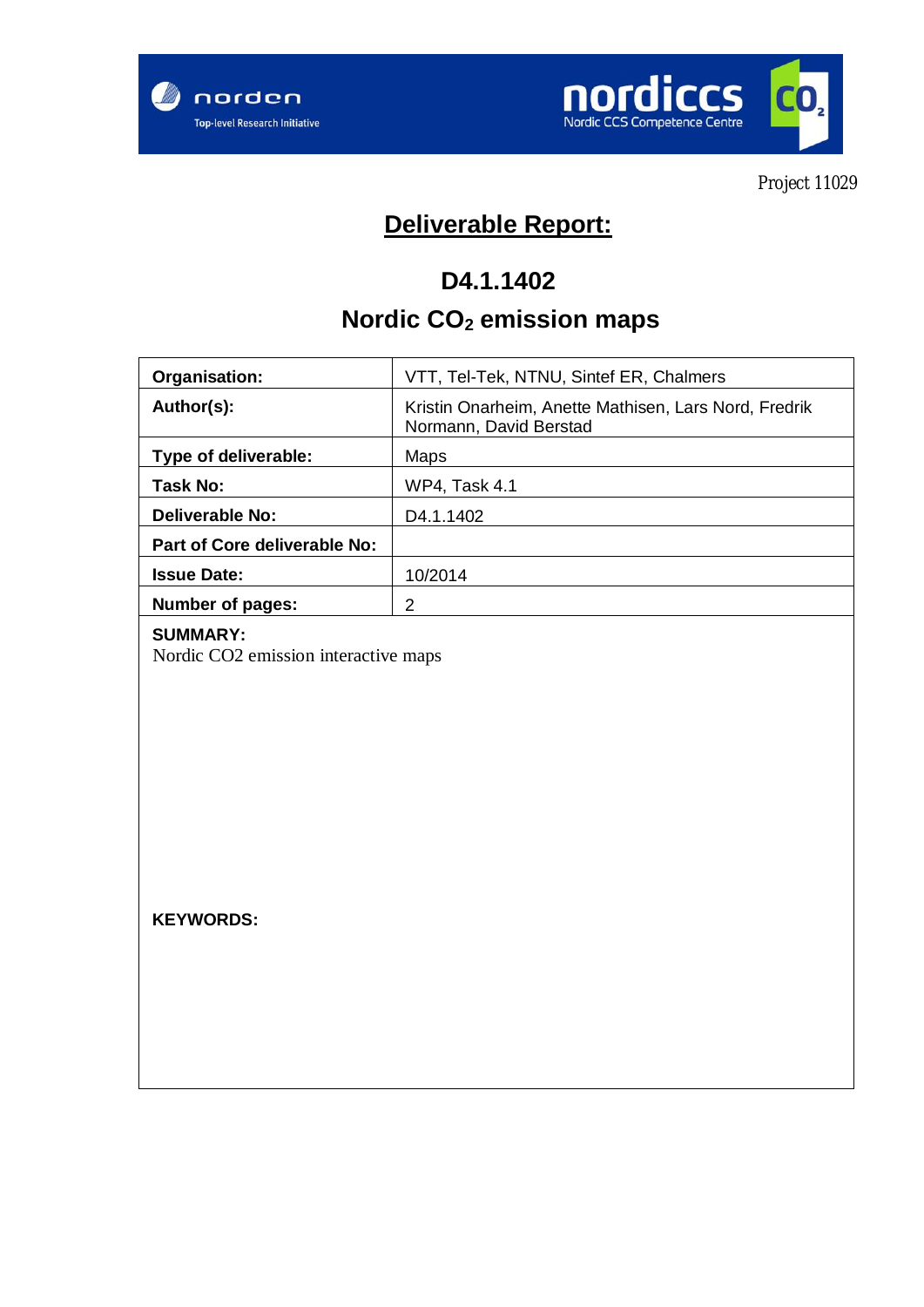norden
Top-level Research Initiative

nordiccs
Nordic CCS Competence Centre

Project 11029

# Deliverable Report:

## D4.1.1402

## Nordic $CO_2$ emission maps

| **Organisation:** | VTT, Tel-Tek, NTNU, Sintef ER, Chalmers |
|---|---|
| **Author(s):** | Kristin Onarheim, Anette Mathisen, Lars Nord, Fredrik Normann, David Berstad |
| **Type of deliverable:** | Maps |
| **Task No:** | WP4, Task 4.1 |
| **Deliverable No:** | D4.1.1402 |
| **Part of Core deliverable No:** | |
| **Issue Date:** | 10/2014 |
| **Number of pages:** | 2 |

**SUMMARY:**

Nordic CO2 emission interactive maps

**KEYWORDS:**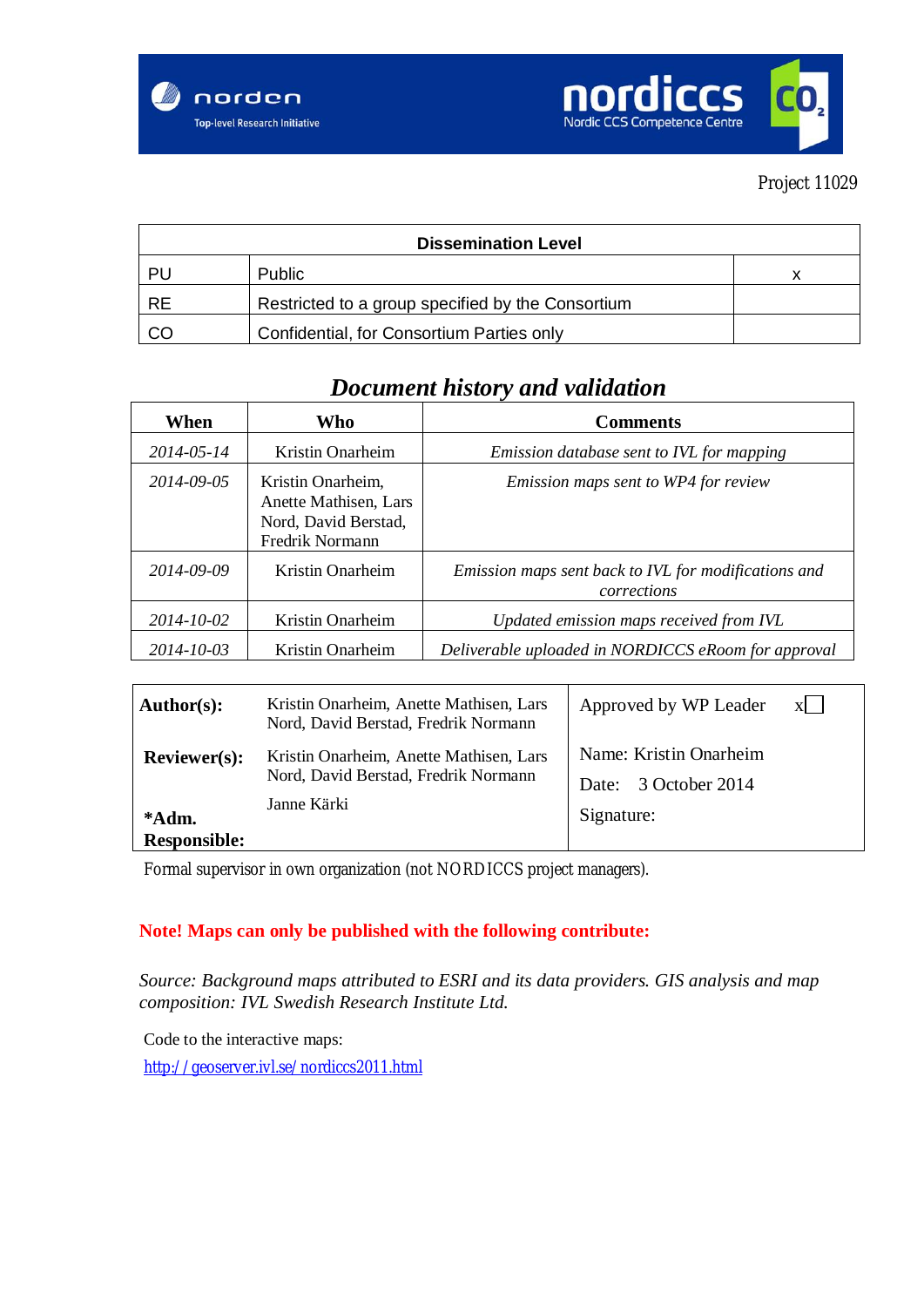norden
Top-level Research Initiative

nordiccs
Nordic CCS Competence Centre

Project 11029

| Dissemination Level | | |
|---|---|---|
| PU | Public | x |
| RE | Restricted to a group specified by the Consortium | |
| CO | Confidential, for Consortium Parties only | |

## *Document history and validation*

| When | Who | Comments |
|---|---|---|
| *2014-05-14* | Kristin Onarheim | *Emission database sent to IVL for mapping* |
| *2014-09-05* | Kristin Onarheim, Anette Mathisen, Lars Nord, David Berstad, Fredrik Normann | *Emission maps sent to WP4 for review* |
| *2014-09-09* | Kristin Onarheim | *Emission maps sent back to IVL for modifications and corrections* |
| *2014-10-02* | Kristin Onarheim | *Updated emission maps received from IVL* |
| *2014-10-03* | Kristin Onarheim | *Deliverable uploaded in NORDICCS eRoom for approval* |

| | | |
|---|---|---|
| **Author(s):** | Kristin Onarheim, Anette Mathisen, Lars Nord, David Berstad, Fredrik Normann | Approved by WP Leader x☐ |
| **Reviewer(s):** | Kristin Onarheim, Anette Mathisen, Lars Nord, David Berstad, Fredrik Normann | Name: Kristin Onarheim<br>Date: 3 October 2014 |
| ***Adm. Responsible:** | Janne Kärki | Signature: |

Formal supervisor in own organization (not NORDICCS project managers).

**Note! Maps can only be published with the following contribute:**

*Source: Background maps attributed to ESRI and its data providers. GIS analysis and map composition: IVL Swedish Research Institute Ltd.*

Code to the interactive maps:

http://geoserver.ivl.se/nordiccs2011.html